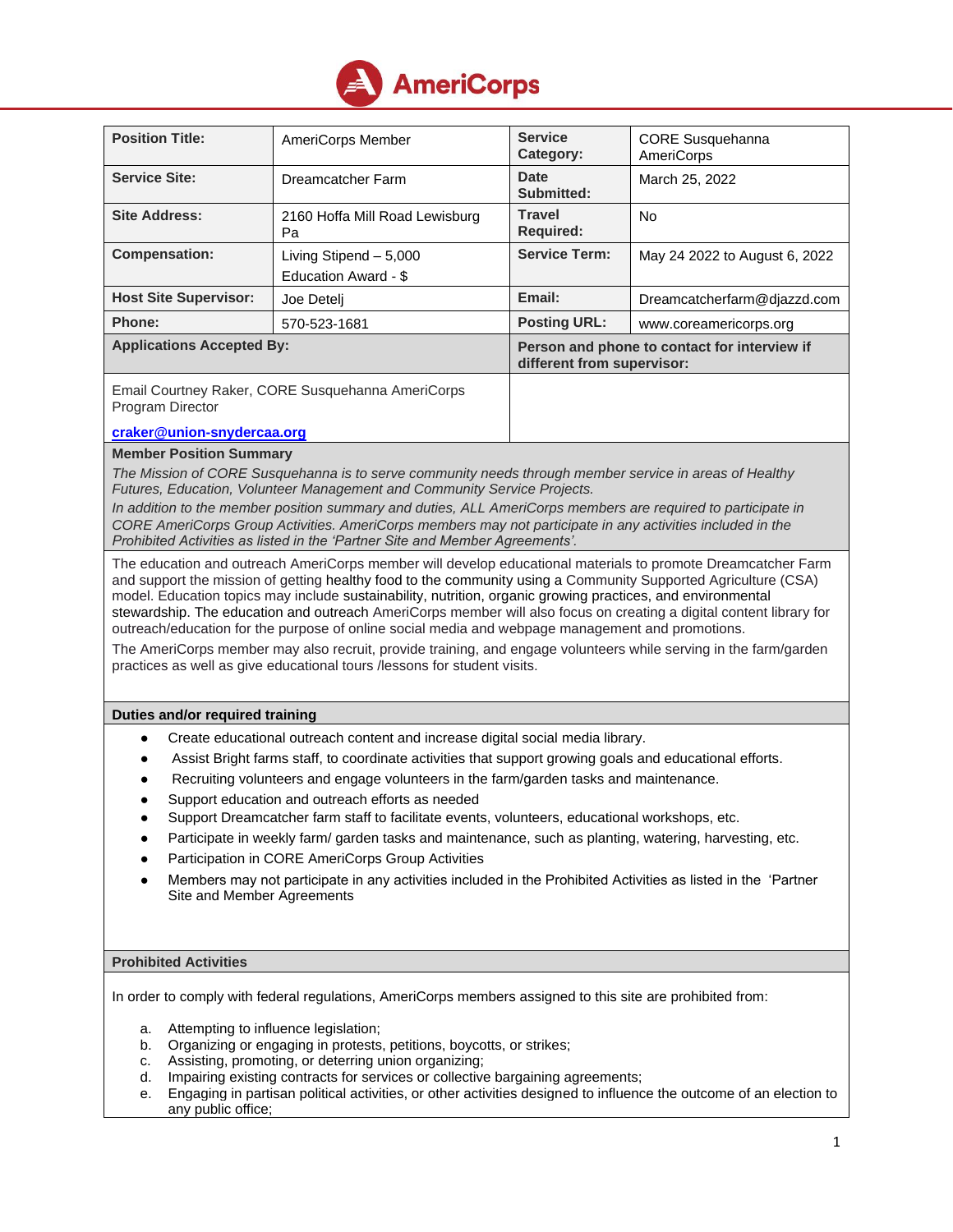AmeriCorps

| **Position Title:** | AmeriCorps Member | **Service Category:** | CORE Susquehanna AmeriCorps |
|---|---|---|---|
| **Service Site:** | Dreamcatcher Farm | **Date Submitted:** | March 25, 2022 |
| **Site Address:** | 2160 Hoffa Mill Road Lewsburg Pa | **Travel Required:** | No |
| **Compensation:** | Living Stipend – 5,000<br>Education Award - $ | **Service Term:** | May 24 2022 to August 6, 2022 |
| **Host Site Supervisor:** | Joe Detelj | **Email:** | Dreamcatcherfarm@djazzd.com |
| **Phone:** | 570-523-1681 | **Posting URL:** | www.coreamericorps.org |

| **Applications Accepted By:** | **Person and phone to contact for interview if different from supervisor:** |
|---|---|
| Email Courtney Raker, CORE Susquehanna AmeriCorps Program Director<br><br>**craker@union-snydercaa.org** | |

**Member Position Summary**

*The Mission of CORE Susquehanna is to serve community needs through member service in areas of Healthy Futures, Education, Volunteer Management and Community Service Projects.*

*In addition to the member position summary and duties, ALL AmeriCorps members are required to participate in CORE AmeriCorps Group Activities. AmeriCorps members may not participate in any activities included in the Prohibited Activities as listed in the 'Partner Site and Member Agreements'.*

The education and outreach AmeriCorps member will develop educational materials to promote Dreamcatcher Farm and support the mission of getting healthy food to the community using a Community Supported Agriculture (CSA) model. Education topics may include sustainability, nutrition, organic growing practices, and environmental stewardship. The education and outreach AmeriCorps member will also focus on creating a digital content library for outreach/education for the purpose of online social media and webpage management and promotions.

The AmeriCorps member may also recruit, provide training, and engage volunteers while serving in the farm/garden practices as well as give educational tours /lessons for student visits.

**Duties and/or required training**

- Create educational outreach content and increase digital social media library.
- Assist Bright farms staff, to coordinate activities that support growing goals and educational efforts.
- Recruiting volunteers and engage volunteers in the farm/garden tasks and maintenance.
- Support education and outreach efforts as needed
- Support Dreamcatcher farm staff to facilitate events, volunteers, educational workshops, etc.
- Participate in weekly farm/ garden tasks and maintenance, such as planting, watering, harvesting, etc.
- Participation in CORE AmeriCorps Group Activities
- Members may not participate in any activities included in the Prohibited Activities as listed in the 'Partner Site and Member Agreements

**Prohibited Activities**

In order to comply with federal regulations, AmeriCorps members assigned to this site are prohibited from:

a. Attempting to influence legislation;
b. Organizing or engaging in protests, petitions, boycotts, or strikes;
c. Assisting, promoting, or deterring union organizing;
d. Impairing existing contracts for services or collective bargaining agreements;
e. Engaging in partisan political activities, or other activities designed to influence the outcome of an election to any public office;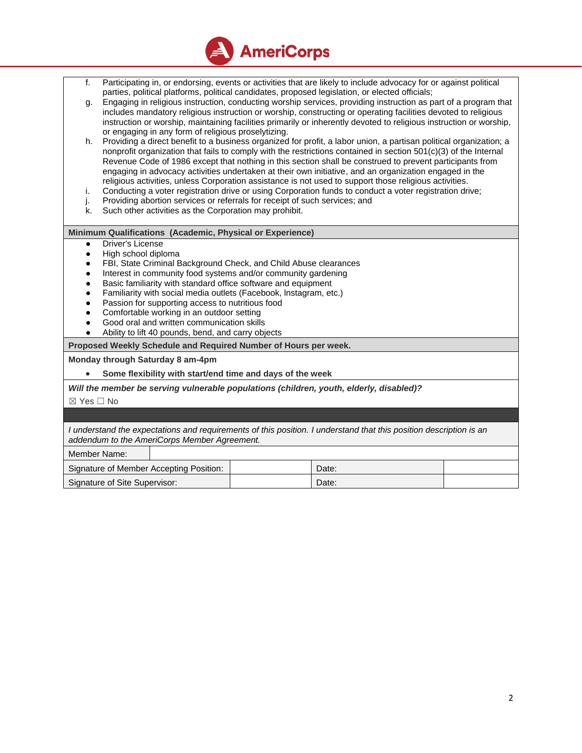f. Participating in, or endorsing, events or activities that are likely to include advocacy for or against political parties, political platforms, political candidates, proposed legislation, or elected officials;

g. Engaging in religious instruction, conducting worship services, providing instruction as part of a program that includes mandatory religious instruction or worship, constructing or operating facilities devoted to religious instruction or worship, maintaining facilities primarily or inherently devoted to religious instruction or worship, or engaging in any form of religious proselytizing.

h. Providing a direct benefit to a business organized for profit, a labor union, a partisan political organization; a nonprofit organization that fails to comply with the restrictions contained in section 501(c)(3) of the Internal Revenue Code of 1986 except that nothing in this section shall be construed to prevent participants from engaging in advocacy activities undertaken at their own initiative, and an organization engaged in the religious activities, unless Corporation assistance is not used to support those religious activities.

i. Conducting a voter registration drive or using Corporation funds to conduct a voter registration drive;

j. Providing abortion services or referrals for receipt of such services; and

k. Such other activities as the Corporation may prohibit.

**Minimum Qualifications (Academic, Physical or Experience)**

- Driver's License
- High school diploma
- FBI, State Criminal Background Check, and Child Abuse clearances
- Interest in community food systems and/or community gardening
- Basic familiarity with standard office software and equipment
- Familiarity with social media outlets (Facebook, Instagram, etc.)
- Passion for supporting access to nutritious food
- Comfortable working in an outdoor setting
- Good oral and written communication skills
- Ability to lift 40 pounds, bend, and carry objects

**Proposed Weekly Schedule and Required Number of Hours per week.**

**Monday through Saturday 8 am-4pm**

- **Some flexibility with start/end time and days of the week**

***Will the member be serving vulnerable populations (children, youth, elderly, disabled)?***

☒ Yes ☐ No

*I understand the expectations and requirements of this position. I understand that this position description is an addendum to the AmeriCorps Member Agreement.*

| | | | |
|---|---|---|---|
| Member Name: | | | |
| Signature of Member Accepting Position: | | Date: | |
| Signature of Site Supervisor: | | Date: | |